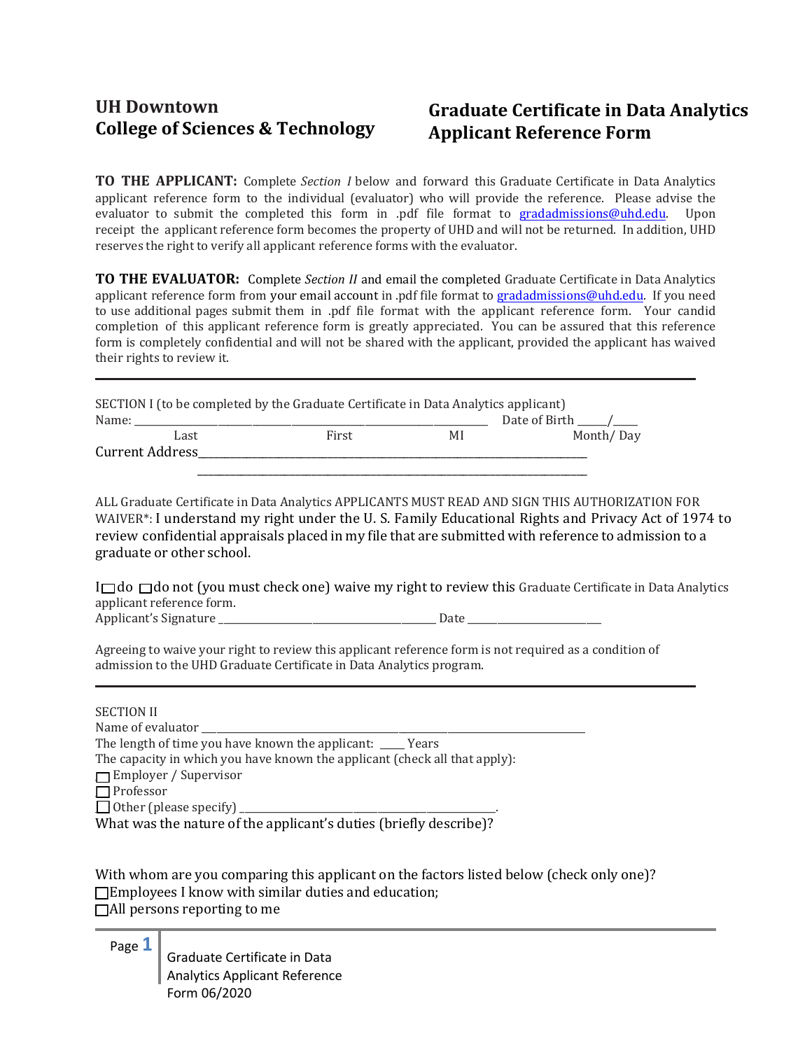**UH Downtown**
**College of Sciences & Technology**

# Graduate Certificate in Data Analytics Applicant Reference Form

**TO THE APPLICANT:** Complete *Section I* below and forward this Graduate Certificate in Data Analytics applicant reference form to the individual (evaluator) who will provide the reference. Please advise the evaluator to submit the completed this form in .pdf file format to gradadmissions@uhd.edu. Upon receipt the applicant reference form becomes the property of UHD and will not be returned. In addition, UHD reserves the right to verify all applicant reference forms with the evaluator.

**TO THE EVALUATOR:** Complete *Section II* and email the completed Graduate Certificate in Data Analytics applicant reference form from your email account in .pdf file format to gradadmissions@uhd.edu. If you need to use additional pages submit them in .pdf file format with the applicant reference form. Your candid completion of this applicant reference form is greatly appreciated. You can be assured that this reference form is completely confidential and will not be shared with the applicant, provided the applicant has waived their rights to review it.

---

SECTION I (to be completed by the Graduate Certificate in Data Analytics applicant)

Name: ____________________________________________ Date of Birth _____/_____

Last First MI Month/ Day

Current Address_______________________________________________________________

_______________________________________________________________

ALL Graduate Certificate in Data Analytics APPLICANTS MUST READ AND SIGN THIS AUTHORIZATION FOR WAIVER*: I understand my right under the U. S. Family Educational Rights and Privacy Act of 1974 to review confidential appraisals placed in my file that are submitted with reference to admission to a graduate or other school.

I ☐ do ☐ do not (you must check one) waive my right to review this Graduate Certificate in Data Analytics applicant reference form.

Applicant's Signature ______________________________ Date ____________________

Agreeing to waive your right to review this applicant reference form is not required as a condition of admission to the UHD Graduate Certificate in Data Analytics program.

---

SECTION II

Name of evaluator ______________________________________________________

The length of time you have known the applicant: _____ Years

The capacity in which you have known the applicant (check all that apply):

☐ Employer / Supervisor

☐ Professor

☐ Other (please specify) ______________________________.

What was the nature of the applicant's duties (briefly describe)?

With whom are you comparing this applicant on the factors listed below (check only one)?

☐ Employees I know with similar duties and education;

☐ All persons reporting to me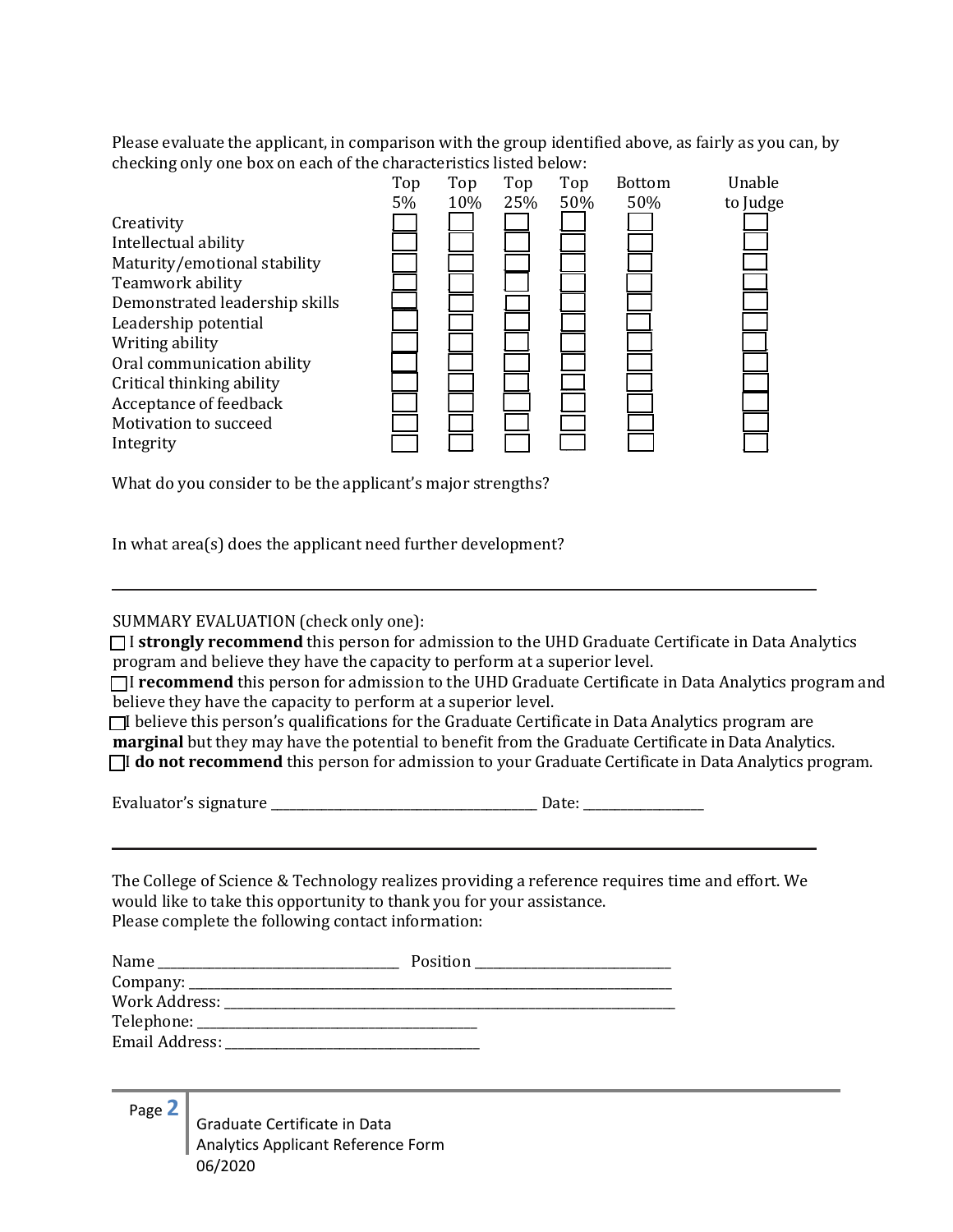Please evaluate the applicant, in comparison with the group identified above, as fairly as you can, by checking only one box on each of the characteristics listed below:

| | Top 5% | Top 10% | Top 25% | Top 50% | Bottom 50% | Unable to Judge |
|---|---|---|---|---|---|---|
| Creativity | ☐ | ☐ | ☐ | ☐ | ☐ | ☐ |
| Intellectual ability | ☐ | ☐ | ☐ | ☐ | ☐ | ☐ |
| Maturity/emotional stability | ☐ | ☐ | ☐ | ☐ | ☐ | ☐ |
| Teamwork ability | ☐ | ☐ | ☐ | ☐ | ☐ | ☐ |
| Demonstrated leadership skills | ☐ | ☐ | ☐ | ☐ | ☐ | ☐ |
| Leadership potential | ☐ | ☐ | ☐ | ☐ | ☐ | ☐ |
| Writing ability | ☐ | ☐ | ☐ | ☐ | ☐ | ☐ |
| Oral communication ability | ☐ | ☐ | ☐ | ☐ | ☐ | ☐ |
| Critical thinking ability | ☐ | ☐ | ☐ | ☐ | ☐ | ☐ |
| Acceptance of feedback | ☐ | ☐ | ☐ | ☐ | ☐ | ☐ |
| Motivation to succeed | ☐ | ☐ | ☐ | ☐ | ☐ | ☐ |
| Integrity | ☐ | ☐ | ☐ | ☐ | ☐ | ☐ |

What do you consider to be the applicant's major strengths?

In what area(s) does the applicant need further development?

---

SUMMARY EVALUATION (check only one):

☐ I **strongly recommend** this person for admission to the UHD Graduate Certificate in Data Analytics program and believe they have the capacity to perform at a superior level.

☐ I **recommend** this person for admission to the UHD Graduate Certificate in Data Analytics program and believe they have the capacity to perform at a superior level.

☐ I believe this person's qualifications for the Graduate Certificate in Data Analytics program are **marginal** but they may have the potential to benefit from the Graduate Certificate in Data Analytics.

☐ I **do not recommend** this person for admission to your Graduate Certificate in Data Analytics program.

Evaluator's signature ______________________________ Date: ______________

---

The College of Science & Technology realizes providing a reference requires time and effort. We would like to take this opportunity to thank you for your assistance.
Please complete the following contact information:

Name ____________________________ Position ______________________

Company: ____________________________________________________________

Work Address: _______________________________________________________

Telephone: __________________________________

Email Address: ______________________________

Graduate Certificate in Data Analytics Applicant Reference Form 06/2020